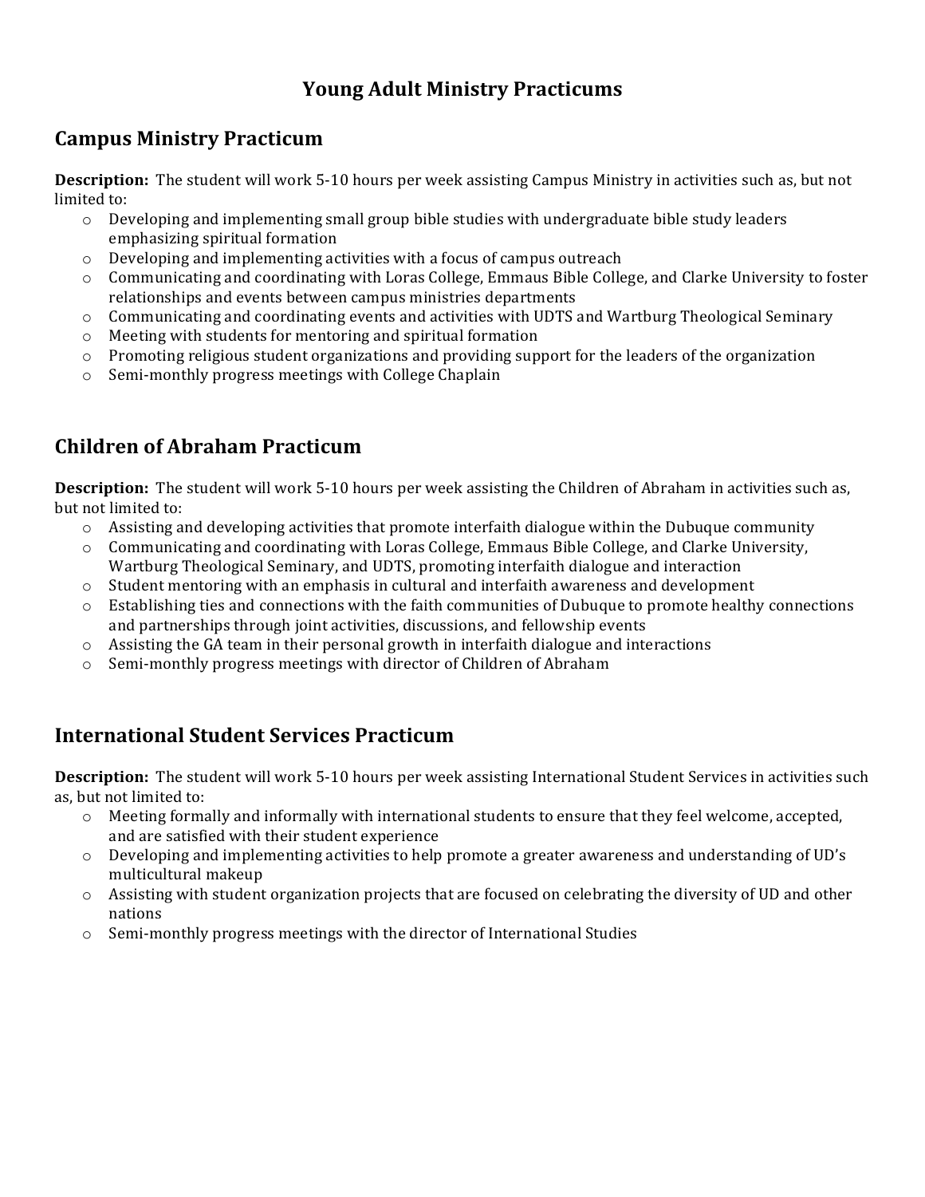# Young Adult Ministry Practicums

## Campus Ministry Practicum

**Description:** The student will work 5-10 hours per week assisting Campus Ministry in activities such as, but not limited to:

- Developing and implementing small group bible studies with undergraduate bible study leaders emphasizing spiritual formation
- Developing and implementing activities with a focus of campus outreach
- Communicating and coordinating with Loras College, Emmaus Bible College, and Clarke University to foster relationships and events between campus ministries departments
- Communicating and coordinating events and activities with UDTS and Wartburg Theological Seminary
- Meeting with students for mentoring and spiritual formation
- Promoting religious student organizations and providing support for the leaders of the organization
- Semi-monthly progress meetings with College Chaplain

## Children of Abraham Practicum

**Description:** The student will work 5-10 hours per week assisting the Children of Abraham in activities such as, but not limited to:

- Assisting and developing activities that promote interfaith dialogue within the Dubuque community
- Communicating and coordinating with Loras College, Emmaus Bible College, and Clarke University, Wartburg Theological Seminary, and UDTS, promoting interfaith dialogue and interaction
- Student mentoring with an emphasis in cultural and interfaith awareness and development
- Establishing ties and connections with the faith communities of Dubuque to promote healthy connections and partnerships through joint activities, discussions, and fellowship events
- Assisting the GA team in their personal growth in interfaith dialogue and interactions
- Semi-monthly progress meetings with director of Children of Abraham

## International Student Services Practicum

**Description:** The student will work 5-10 hours per week assisting International Student Services in activities such as, but not limited to:

- Meeting formally and informally with international students to ensure that they feel welcome, accepted, and are satisfied with their student experience
- Developing and implementing activities to help promote a greater awareness and understanding of UD's multicultural makeup
- Assisting with student organization projects that are focused on celebrating the diversity of UD and other nations
- Semi-monthly progress meetings with the director of International Studies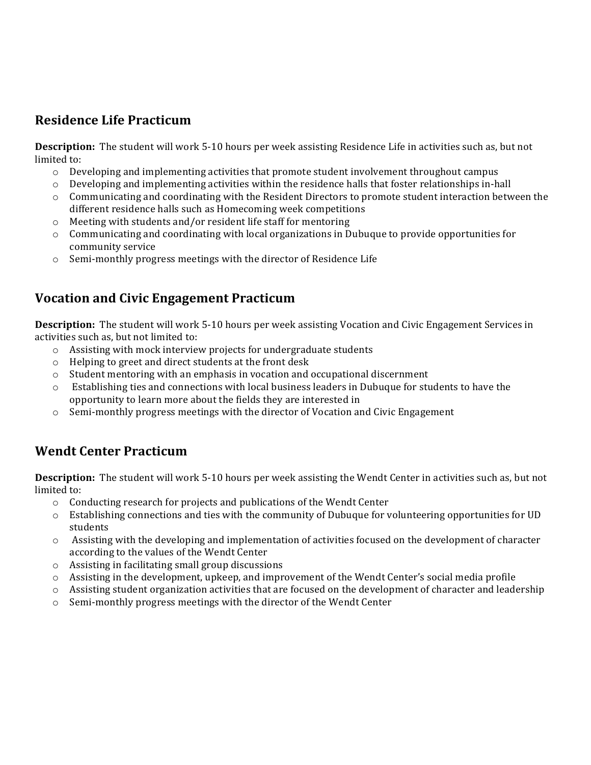## Residence Life Practicum

**Description:** The student will work 5-10 hours per week assisting Residence Life in activities such as, but not limited to:

- Developing and implementing activities that promote student involvement throughout campus
- Developing and implementing activities within the residence halls that foster relationships in-hall
- Communicating and coordinating with the Resident Directors to promote student interaction between the different residence halls such as Homecoming week competitions
- Meeting with students and/or resident life staff for mentoring
- Communicating and coordinating with local organizations in Dubuque to provide opportunities for community service
- Semi-monthly progress meetings with the director of Residence Life

## Vocation and Civic Engagement Practicum

**Description:** The student will work 5-10 hours per week assisting Vocation and Civic Engagement Services in activities such as, but not limited to:

- Assisting with mock interview projects for undergraduate students
- Helping to greet and direct students at the front desk
- Student mentoring with an emphasis in vocation and occupational discernment
- Establishing ties and connections with local business leaders in Dubuque for students to have the opportunity to learn more about the fields they are interested in
- Semi-monthly progress meetings with the director of Vocation and Civic Engagement

## Wendt Center Practicum

**Description:** The student will work 5-10 hours per week assisting the Wendt Center in activities such as, but not limited to:

- Conducting research for projects and publications of the Wendt Center
- Establishing connections and ties with the community of Dubuque for volunteering opportunities for UD students
- Assisting with the developing and implementation of activities focused on the development of character according to the values of the Wendt Center
- Assisting in facilitating small group discussions
- Assisting in the development, upkeep, and improvement of the Wendt Center's social media profile
- Assisting student organization activities that are focused on the development of character and leadership
- Semi-monthly progress meetings with the director of the Wendt Center